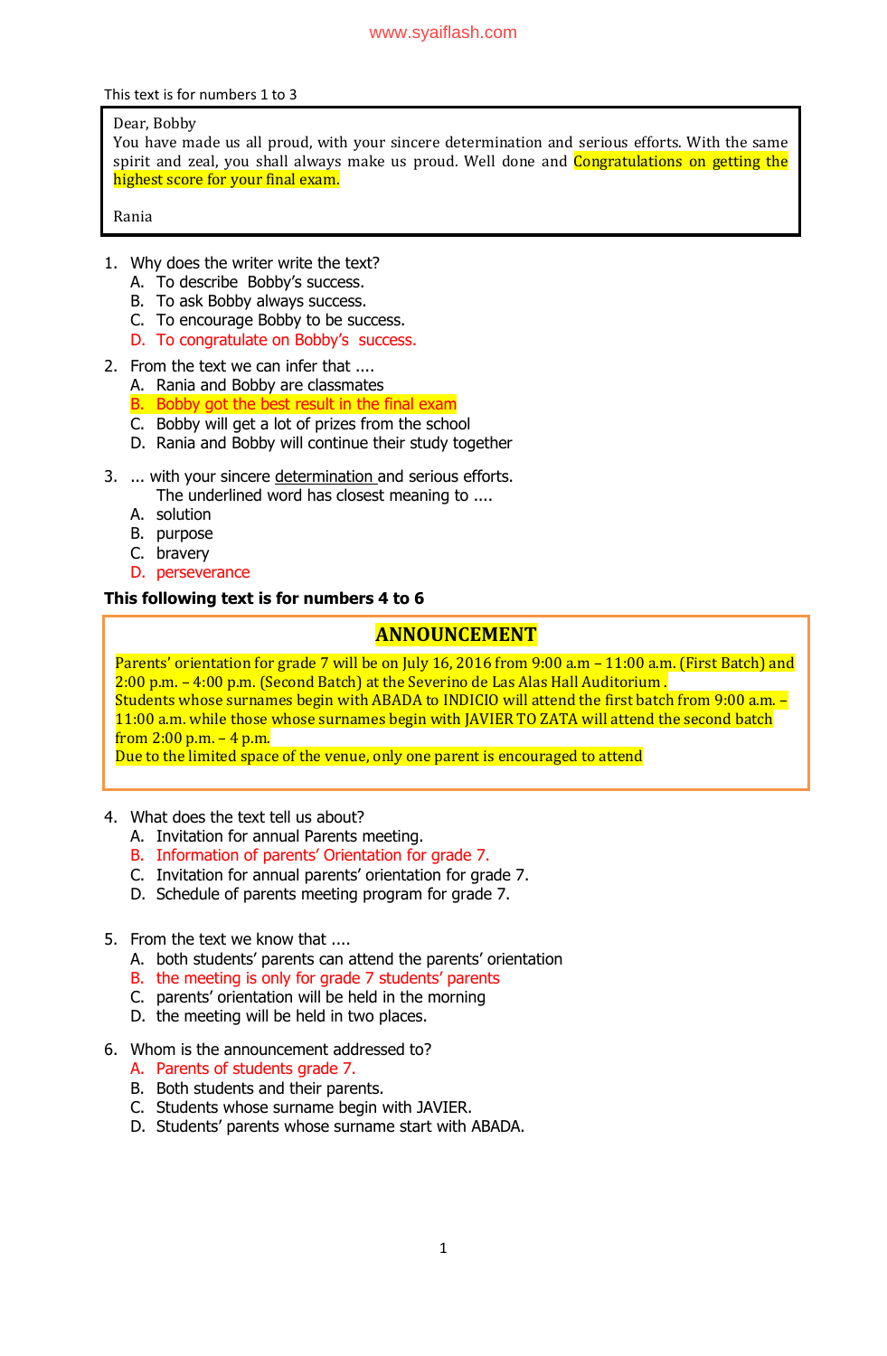This text is for numbers 1 to 3

> Dear, Bobby
> You have made us all proud, with your sincere determination and serious efforts. With the same spirit and zeal, you shall always make us proud. Well done and Congratulations on getting the highest score for your final exam.
>
> Rania

1. Why does the writer write the text?
   A. To describe Bobby's success.
   B. To ask Bobby always success.
   C. To encourage Bobby to be success.
   D. To congratulate on Bobby's success.

2. From the text we can infer that ....
   A. Rania and Bobby are classmates
   B. Bobby got the best result in the final exam
   C. Bobby will get a lot of prizes from the school
   D. Rania and Bobby will continue their study together

3. ... with your sincere determination and serious efforts.
   The underlined word has closest meaning to ....
   A. solution
   B. purpose
   C. bravery
   D. perseverance

**This following text is for numbers 4 to 6**

> **ANNOUNCEMENT**
>
> Parents' orientation for grade 7 will be on July 16, 2016 from 9:00 a.m – 11:00 a.m. (First Batch) and 2:00 p.m. – 4:00 p.m. (Second Batch) at the Severino de Las Alas Hall Auditorium .
> Students whose surnames begin with ABADA to INDICIO will attend the first batch from 9:00 a.m. – 11:00 a.m. while those whose surnames begin with JAVIER TO ZATA will attend the second batch from 2:00 p.m. – 4 p.m.
> Due to the limited space of the venue, only one parent is encouraged to attend

4. What does the text tell us about?
   A. Invitation for annual Parents meeting.
   B. Information of parents' Orientation for grade 7.
   C. Invitation for annual parents' orientation for grade 7.
   D. Schedule of parents meeting program for grade 7.

5. From the text we know that ....
   A. both students' parents can attend the parents' orientation
   B. the meeting is only for grade 7 students' parents
   C. parents' orientation will be held in the morning
   D. the meeting will be held in two places.

6. Whom is the announcement addressed to?
   A. Parents of students grade 7.
   B. Both students and their parents.
   C. Students whose surname begin with JAVIER.
   D. Students' parents whose surname start with ABADA.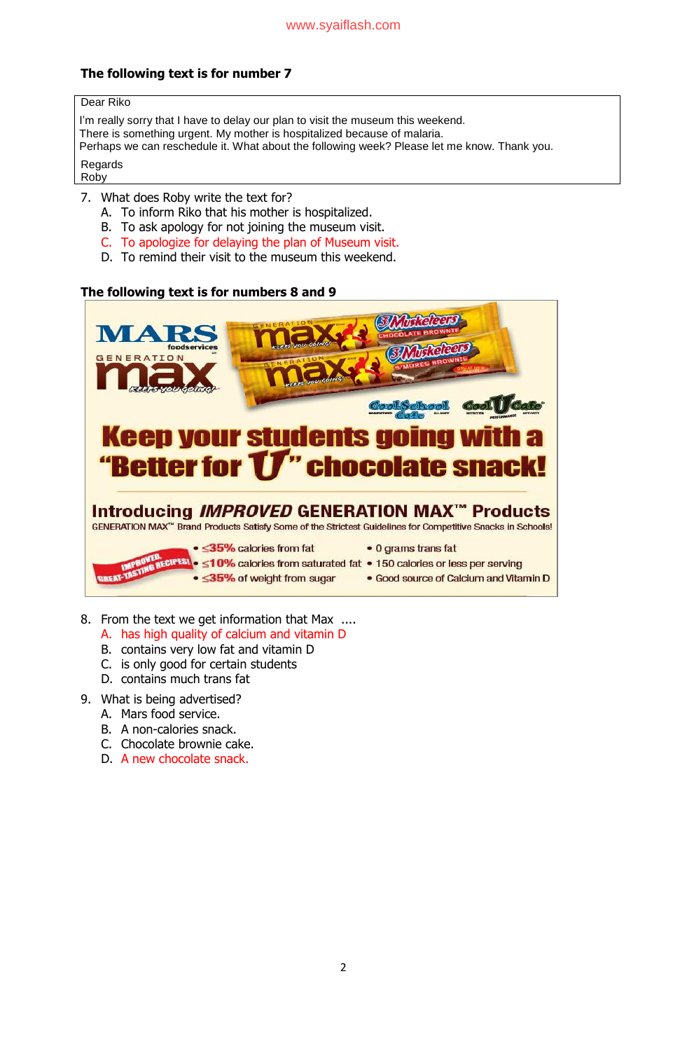**The following text is for number 7**

Dear Riko

I'm really sorry that I have to delay our plan to visit the museum this weekend.
There is something urgent. My mother is hospitalized because of malaria.
Perhaps we can reschedule it. What about the following week? Please let me know. Thank you.

Regards
Roby

7. What does Roby write the text for?
   A. To inform Riko that his mother is hospitalized.
   B. To ask apology for not joining the museum visit.
   C. To apologize for delaying the plan of Museum visit.
   D. To remind their visit to the museum this weekend.

**The following text is for numbers 8 and 9**

MARS foodservices
GENERATION max KEEPS YOU GOING!

3 Musketeers CHOCOLATE BROWNIE
3 Musketeers S'MORES BROWNIE

Cool School Cafe — Cool U Cafe

**Keep your students going with a "Better for U" chocolate snack!**

**Introducing *IMPROVED* GENERATION MAX™ Products**

GENERATION MAX™ Brand Products Satisfy Some of the Strictest Guidelines for Competitive Snacks in Schools!

IMPROVED, GREAT-TASTING RECIPES!

- ≤35% calories from fat
- ≤10% calories from saturated fat
- ≤35% of weight from sugar
- 0 grams trans fat
- 150 calories or less per serving
- Good source of Calcium and Vitamin D

8. From the text we get information that Max ....
   A. has high quality of calcium and vitamin D
   B. contains very low fat and vitamin D
   C. is only good for certain students
   D. contains much trans fat

9. What is being advertised?
   A. Mars food service.
   B. A non-calories snack.
   C. Chocolate brownie cake.
   D. A new chocolate snack.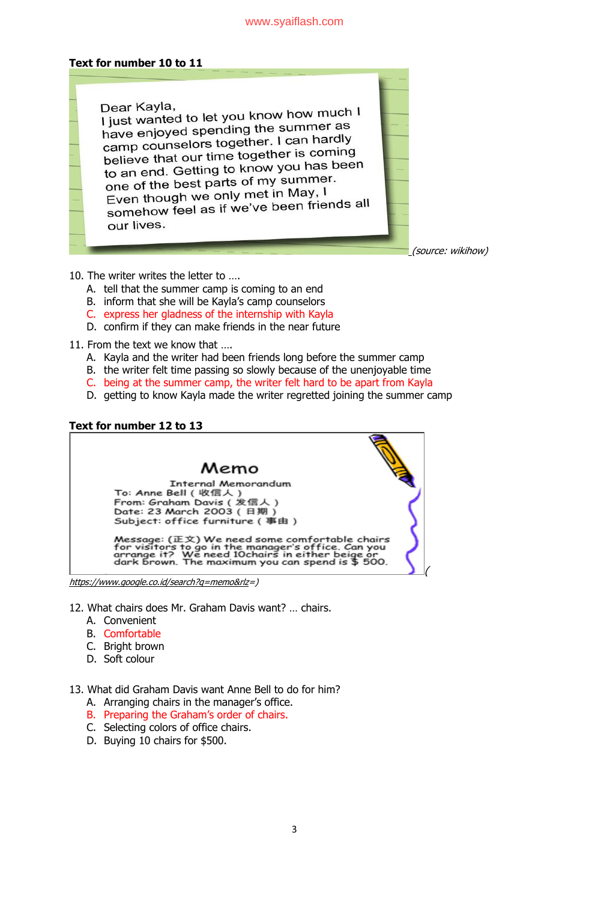**Text for number 10 to 11**

Dear Kayla,
I just wanted to let you know how much I have enjoyed spending the summer as camp counselors together. I can hardly believe that our time together is coming to an end. Getting to know you has been one of the best parts of my summer. Even though we only met in May, I somehow feel as if we've been friends all our lives.

*(source: wikihow)*

10. The writer writes the letter to ….
    A. tell that the summer camp is coming to an end
    B. inform that she will be Kayla's camp counselors
    C. express her gladness of the internship with Kayla
    D. confirm if they can make friends in the near future

11. From the text we know that ….
    A. Kayla and the writer had been friends long before the summer camp
    B. the writer felt time passing so slowly because of the unenjoyable time
    C. being at the summer camp, the writer felt hard to be apart from Kayla
    D. getting to know Kayla made the writer regretted joining the summer camp

**Text for number 12 to 13**

Memo

Internal Memorandum
To: Anne Bell ( 收信人 )
From: Graham Davis ( 发信人 )
Date: 23 March 2003 ( 日期 )
Subject: office furniture ( 事由 )

Message: (正文) We need some comfortable chairs for visitors to go in the manager's office. Can you arrange it? We need 10chairs in either beige or dark brown. The maximum you can spend is $ 500.

*https://www.google.co.id/search?q=memo&rlz=)*

12. What chairs does Mr. Graham Davis want? … chairs.
    A. Convenient
    B. Comfortable
    C. Bright brown
    D. Soft colour

13. What did Graham Davis want Anne Bell to do for him?
    A. Arranging chairs in the manager's office.
    B. Preparing the Graham's order of chairs.
    C. Selecting colors of office chairs.
    D. Buying 10 chairs for $500.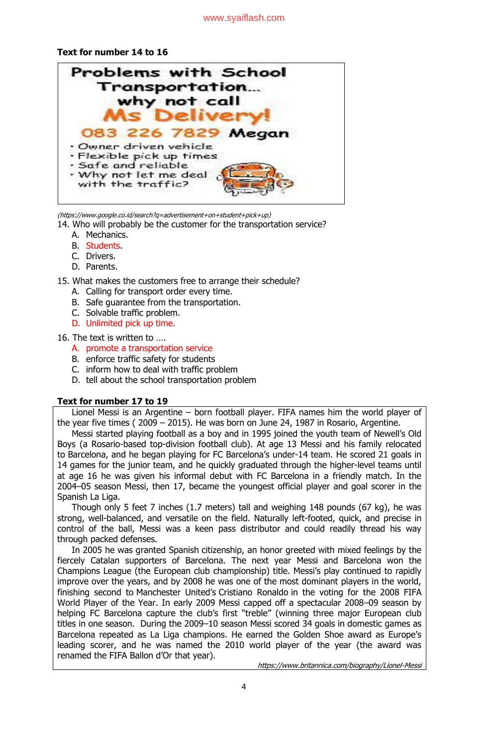**Text for number 14 to 16**

> **Problems with School Transportation...**
> **why not call**
> **Ms Delivery!**
> **083 226 7829 Megan**
>
> - Owner driven vehicle
> - Flexible pick up times
> - Safe and reliable
> - Why not let me deal with the traffic?

*(https://www.google.co.id/search?q=advertisement+on+student+pick+up)*

14. Who will probably be the customer for the transportation service?
    A. Mechanics.
    B. Students.
    C. Drivers.
    D. Parents.

15. What makes the customers free to arrange their schedule?
    A. Calling for transport order every time.
    B. Safe guarantee from the transportation.
    C. Solvable traffic problem.
    D. Unlimited pick up time.

16. The text is written to ….
    A. promote a transportation service
    B. enforce traffic safety for students
    C. inform how to deal with traffic problem
    D. tell about the school transportation problem

**Text for number 17 to 19**

Lionel Messi is an Argentine – born football player. FIFA names him the world player of the year five times ( 2009 – 2015). He was born on June 24, 1987 in Rosario, Argentine.

Messi started playing football as a boy and in 1995 joined the youth team of Newell's Old Boys (a Rosario-based top-division football club). At age 13 Messi and his family relocated to Barcelona, and he began playing for FC Barcelona's under-14 team. He scored 21 goals in 14 games for the junior team, and he quickly graduated through the higher-level teams until at age 16 he was given his informal debut with FC Barcelona in a friendly match. In the 2004–05 season Messi, then 17, became the youngest official player and goal scorer in the Spanish La Liga.

Though only 5 feet 7 inches (1.7 meters) tall and weighing 148 pounds (67 kg), he was strong, well-balanced, and versatile on the field. Naturally left-footed, quick, and precise in control of the ball, Messi was a keen pass distributor and could readily thread his way through packed defenses.

In 2005 he was granted Spanish citizenship, an honor greeted with mixed feelings by the fiercely Catalan supporters of Barcelona. The next year Messi and Barcelona won the Champions League (the European club championship) title. Messi's play continued to rapidly improve over the years, and by 2008 he was one of the most dominant players in the world, finishing second to Manchester United's Cristiano Ronaldo in the voting for the 2008 FIFA World Player of the Year. In early 2009 Messi capped off a spectacular 2008–09 season by helping FC Barcelona capture the club's first "treble" (winning three major European club titles in one season. During the 2009–10 season Messi scored 34 goals in domestic games as Barcelona repeated as La Liga champions. He earned the Golden Shoe award as Europe's leading scorer, and he was named the 2010 world player of the year (the award was renamed the FIFA Ballon d'Or that year).

*https://www.britannica.com/biography/Lionel-Messi*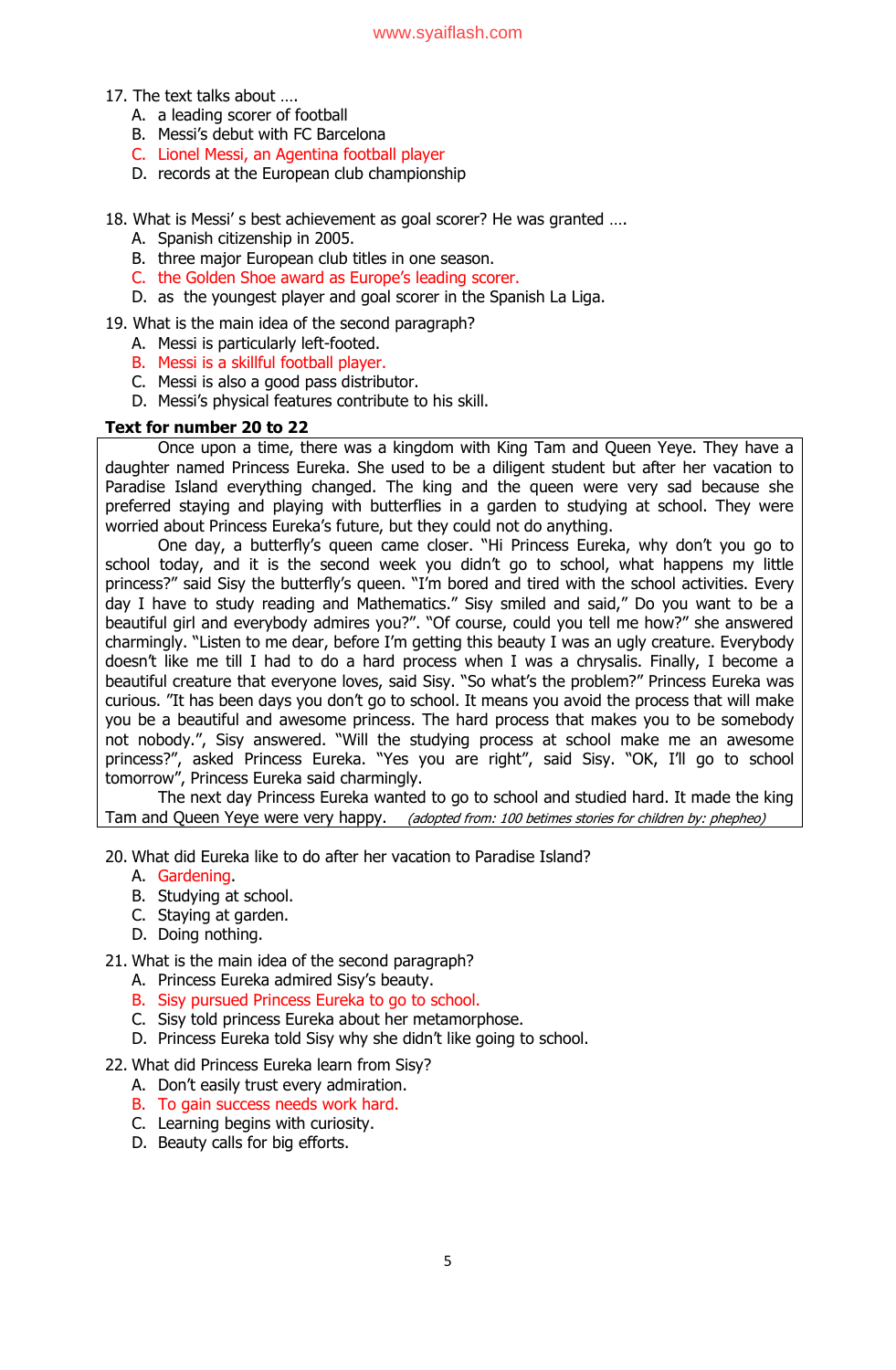17. The text talks about ….
    A. a leading scorer of football
    B. Messi's debut with FC Barcelona
    C. Lionel Messi, an Agentina football player
    D. records at the European club championship

18. What is Messi' s best achievement as goal scorer? He was granted ….
    A. Spanish citizenship in 2005.
    B. three major European club titles in one season.
    C. the Golden Shoe award as Europe's leading scorer.
    D. as the youngest player and goal scorer in the Spanish La Liga.

19. What is the main idea of the second paragraph?
    A. Messi is particularly left-footed.
    B. Messi is a skillful football player.
    C. Messi is also a good pass distributor.
    D. Messi's physical features contribute to his skill.

**Text for number 20 to 22**

Once upon a time, there was a kingdom with King Tam and Queen Yeye. They have a daughter named Princess Eureka. She used to be a diligent student but after her vacation to Paradise Island everything changed. The king and the queen were very sad because she preferred staying and playing with butterflies in a garden to studying at school. They were worried about Princess Eureka's future, but they could not do anything.

One day, a butterfly's queen came closer. "Hi Princess Eureka, why don't you go to school today, and it is the second week you didn't go to school, what happens my little princess?" said Sisy the butterfly's queen. "I'm bored and tired with the school activities. Every day I have to study reading and Mathematics." Sisy smiled and said," Do you want to be a beautiful girl and everybody admires you?". "Of course, could you tell me how?" she answered charmingly. "Listen to me dear, before I'm getting this beauty I was an ugly creature. Everybody doesn't like me till I had to do a hard process when I was a chrysalis. Finally, I become a beautiful creature that everyone loves, said Sisy. "So what's the problem?" Princess Eureka was curious. "It has been days you don't go to school. It means you avoid the process that will make you be a beautiful and awesome princess. The hard process that makes you to be somebody not nobody.", Sisy answered. "Will the studying process at school make me an awesome princess?", asked Princess Eureka. "Yes you are right", said Sisy. "OK, I'll go to school tomorrow", Princess Eureka said charmingly.

The next day Princess Eureka wanted to go to school and studied hard. It made the king Tam and Queen Yeye were very happy. *(adopted from: 100 betimes stories for children by: phepheo)*

20. What did Eureka like to do after her vacation to Paradise Island?
    A. Gardening.
    B. Studying at school.
    C. Staying at garden.
    D. Doing nothing.

21. What is the main idea of the second paragraph?
    A. Princess Eureka admired Sisy's beauty.
    B. Sisy pursued Princess Eureka to go to school.
    C. Sisy told princess Eureka about her metamorphose.
    D. Princess Eureka told Sisy why she didn't like going to school.

22. What did Princess Eureka learn from Sisy?
    A. Don't easily trust every admiration.
    B. To gain success needs work hard.
    C. Learning begins with curiosity.
    D. Beauty calls for big efforts.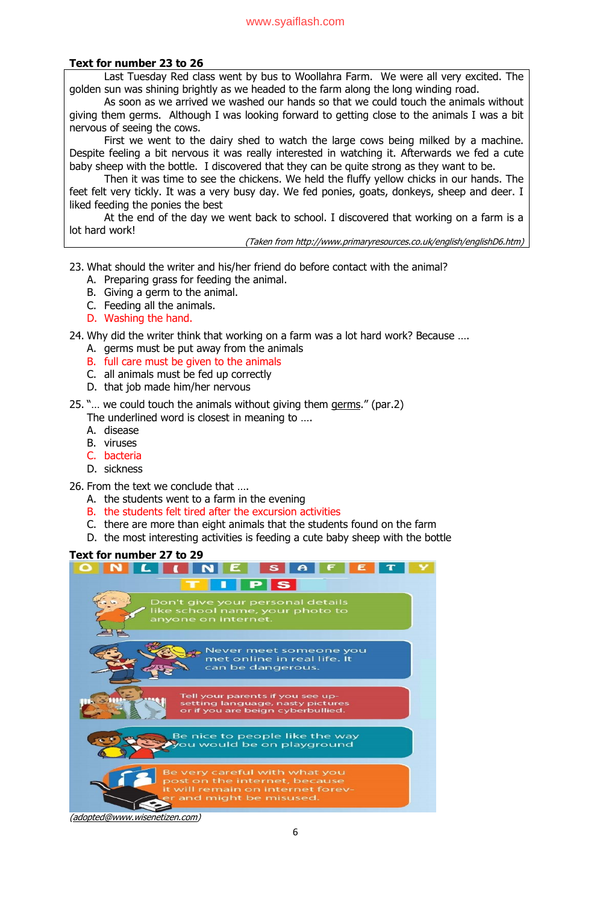**Text for number 23 to 26**

Last Tuesday Red class went by bus to Woollahra Farm. We were all very excited. The golden sun was shining brightly as we headed to the farm along the long winding road.

As soon as we arrived we washed our hands so that we could touch the animals without giving them germs. Although I was looking forward to getting close to the animals I was a bit nervous of seeing the cows.

First we went to the dairy shed to watch the large cows being milked by a machine. Despite feeling a bit nervous it was really interested in watching it. Afterwards we fed a cute baby sheep with the bottle. I discovered that they can be quite strong as they want to be.

Then it was time to see the chickens. We held the fluffy yellow chicks in our hands. The feet felt very tickly. It was a very busy day. We fed ponies, goats, donkeys, sheep and deer. I liked feeding the ponies the best

At the end of the day we went back to school. I discovered that working on a farm is a lot hard work!

*(Taken from http://www.primaryresources.co.uk/english/englishD6.htm)*

23. What should the writer and his/her friend do before contact with the animal?
    A. Preparing grass for feeding the animal.
    B. Giving a germ to the animal.
    C. Feeding all the animals.
    D. Washing the hand.

24. Why did the writer think that working on a farm was a lot hard work? Because ….
    A. germs must be put away from the animals
    B. full care must be given to the animals
    C. all animals must be fed up correctly
    D. that job made him/her nervous

25. "… we could touch the animals without giving them germs." (par.2)
    The underlined word is closest in meaning to ….
    A. disease
    B. viruses
    C. bacteria
    D. sickness

26. From the text we conclude that ….
    A. the students went to a farm in the evening
    B. the students felt tired after the excursion activities
    C. there are more than eight animals that the students found on the farm
    D. the most interesting activities is feeding a cute baby sheep with the bottle

**Text for number 27 to 29**

ONLINE SAFETY TIPS

Don't give your personal details like school name, your photo to anyone on internet.

Never meet someone you met online in real life. It can be dangerous.

Tell your parents if you see up-setting language, nasty pictures or if you are beign cyberbullied.

Be nice to people like the way you would be on playground

Be very careful with what you post on the internet, because it will remain on internet forev-er and might be misused.

(adopted@www.wisenetizen.com)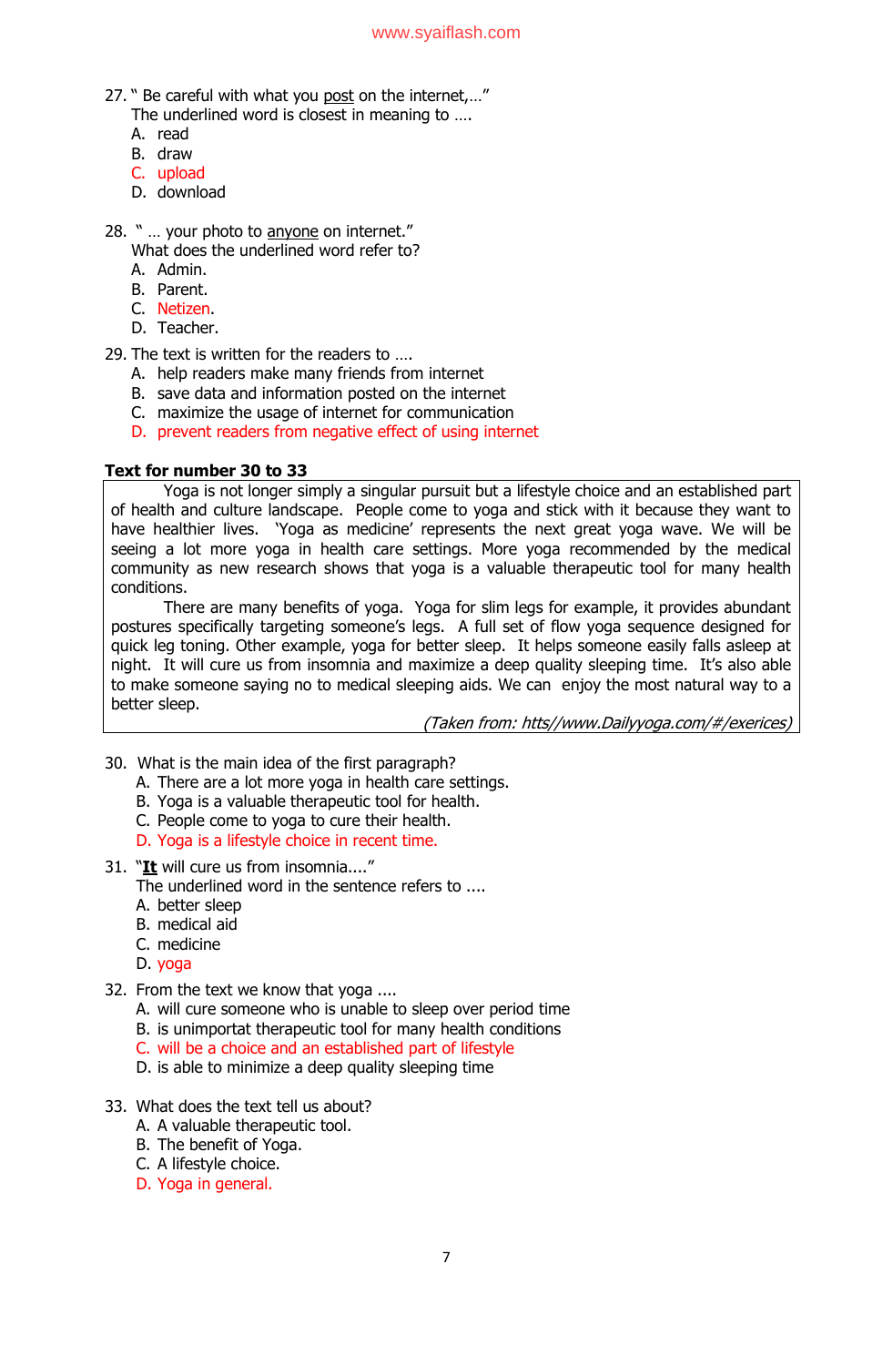27. " Be careful with what you post on the internet,…"
    The underlined word is closest in meaning to ….
    A. read
    B. draw
    C. upload
    D. download

28. " … your photo to anyone on internet."
    What does the underlined word refer to?
    A. Admin.
    B. Parent.
    C. Netizen.
    D. Teacher.

29. The text is written for the readers to ….
    A. help readers make many friends from internet
    B. save data and information posted on the internet
    C. maximize the usage of internet for communication
    D. prevent readers from negative effect of using internet

**Text for number 30 to 33**

Yoga is not longer simply a singular pursuit but a lifestyle choice and an established part of health and culture landscape. People come to yoga and stick with it because they want to have healthier lives. 'Yoga as medicine' represents the next great yoga wave. We will be seeing a lot more yoga in health care settings. More yoga recommended by the medical community as new research shows that yoga is a valuable therapeutic tool for many health conditions.

There are many benefits of yoga. Yoga for slim legs for example, it provides abundant postures specifically targeting someone's legs. A full set of flow yoga sequence designed for quick leg toning. Other example, yoga for better sleep. It helps someone easily falls asleep at night. It will cure us from insomnia and maximize a deep quality sleeping time. It's also able to make someone saying no to medical sleeping aids. We can enjoy the most natural way to a better sleep.

*(Taken from: htts//www.Dailyyoga.com/#/exerices)*

30. What is the main idea of the first paragraph?
    A. There are a lot more yoga in health care settings.
    B. Yoga is a valuable therapeutic tool for health.
    C. People come to yoga to cure their health.
    D. Yoga is a lifestyle choice in recent time.

31. "**It** will cure us from insomnia...."
    The underlined word in the sentence refers to ....
    A. better sleep
    B. medical aid
    C. medicine
    D. yoga

32. From the text we know that yoga ....
    A. will cure someone who is unable to sleep over period time
    B. is unimportat therapeutic tool for many health conditions
    C. will be a choice and an established part of lifestyle
    D. is able to minimize a deep quality sleeping time

33. What does the text tell us about?
    A. A valuable therapeutic tool.
    B. The benefit of Yoga.
    C. A lifestyle choice.
    D. Yoga in general.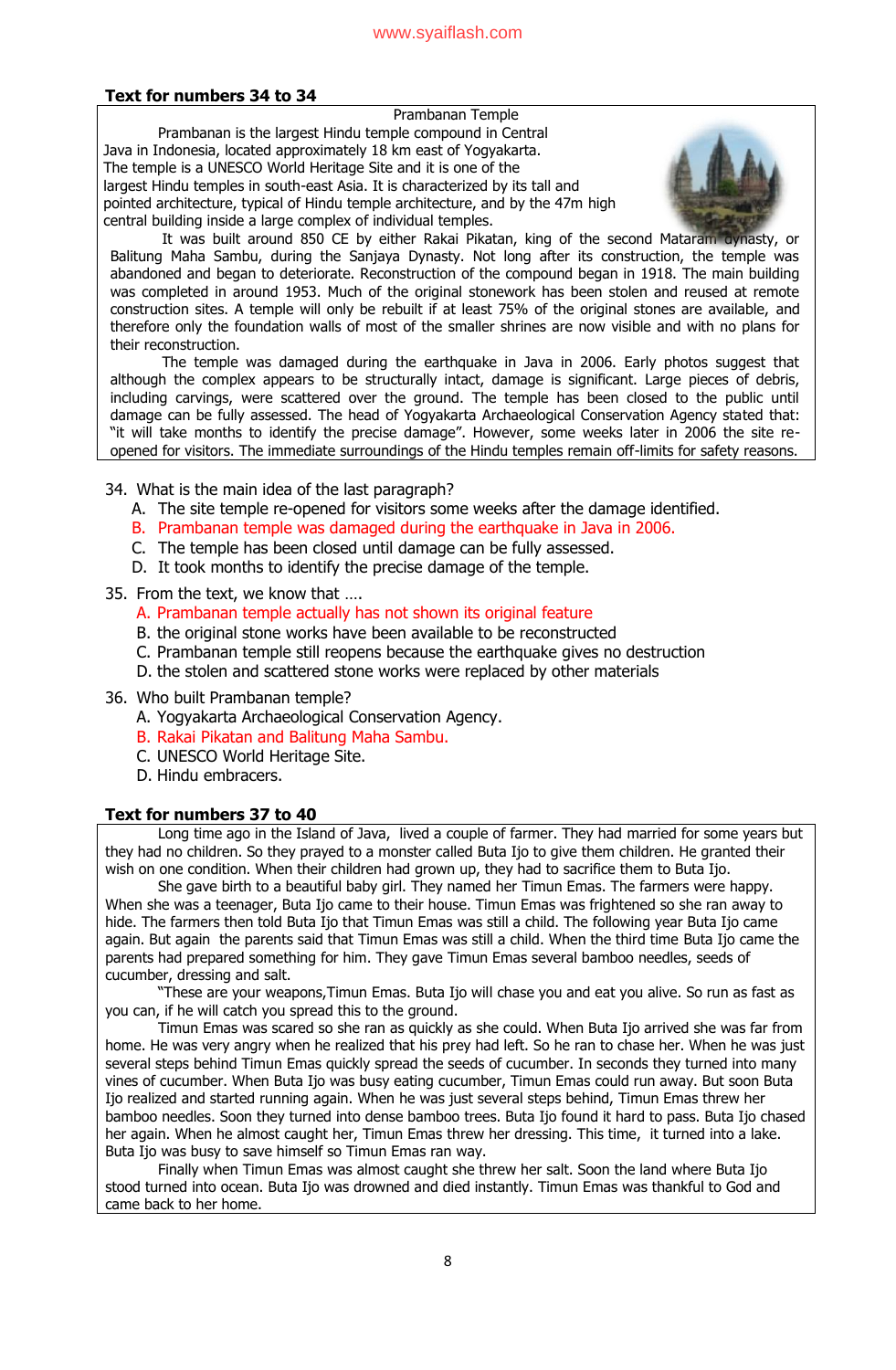### Text for numbers 34 to 34

Prambanan Temple

Prambanan is the largest Hindu temple compound in Central Java in Indonesia, located approximately 18 km east of Yogyakarta. The temple is a UNESCO World Heritage Site and it is one of the largest Hindu temples in south-east Asia. It is characterized by its tall and pointed architecture, typical of Hindu temple architecture, and by the 47m high central building inside a large complex of individual temples.

It was built around 850 CE by either Rakai Pikatan, king of the second Mataram dynasty, or Balitung Maha Sambu, during the Sanjaya Dynasty. Not long after its construction, the temple was abandoned and began to deteriorate. Reconstruction of the compound began in 1918. The main building was completed in around 1953. Much of the original stonework has been stolen and reused at remote construction sites. A temple will only be rebuilt if at least 75% of the original stones are available, and therefore only the foundation walls of most of the smaller shrines are now visible and with no plans for their reconstruction.

The temple was damaged during the earthquake in Java in 2006. Early photos suggest that although the complex appears to be structurally intact, damage is significant. Large pieces of debris, including carvings, were scattered over the ground. The temple has been closed to the public until damage can be fully assessed. The head of Yogyakarta Archaeological Conservation Agency stated that: "it will take months to identify the precise damage". However, some weeks later in 2006 the site re-opened for visitors. The immediate surroundings of the Hindu temples remain off-limits for safety reasons.

34. What is the main idea of the last paragraph?
    A. The site temple re-opened for visitors some weeks after the damage identified.
    B. Prambanan temple was damaged during the earthquake in Java in 2006.
    C. The temple has been closed until damage can be fully assessed.
    D. It took months to identify the precise damage of the temple.

35. From the text, we know that ….
    A. Prambanan temple actually has not shown its original feature
    B. the original stone works have been available to be reconstructed
    C. Prambanan temple still reopens because the earthquake gives no destruction
    D. the stolen and scattered stone works were replaced by other materials

36. Who built Prambanan temple?
    A. Yogyakarta Archaeological Conservation Agency.
    B. Rakai Pikatan and Balitung Maha Sambu.
    C. UNESCO World Heritage Site.
    D. Hindu embracers.

### Text for numbers 37 to 40

Long time ago in the Island of Java, lived a couple of farmer. They had married for some years but they had no children. So they prayed to a monster called Buta Ijo to give them children. He granted their wish on one condition. When their children had grown up, they had to sacrifice them to Buta Ijo.

She gave birth to a beautiful baby girl. They named her Timun Emas. The farmers were happy. When she was a teenager, Buta Ijo came to their house. Timun Emas was frightened so she ran away to hide. The farmers then told Buta Ijo that Timun Emas was still a child. The following year Buta Ijo came again. But again the parents said that Timun Emas was still a child. When the third time Buta Ijo came the parents had prepared something for him. They gave Timun Emas several bamboo needles, seeds of cucumber, dressing and salt.

"These are your weapons,Timun Emas. Buta Ijo will chase you and eat you alive. So run as fast as you can, if he will catch you spread this to the ground.

Timun Emas was scared so she ran as quickly as she could. When Buta Ijo arrived she was far from home. He was very angry when he realized that his prey had left. So he ran to chase her. When he was just several steps behind Timun Emas quickly spread the seeds of cucumber. In seconds they turned into many vines of cucumber. When Buta Ijo was busy eating cucumber, Timun Emas could run away. But soon Buta Ijo realized and started running again. When he was just several steps behind, Timun Emas threw her bamboo needles. Soon they turned into dense bamboo trees. Buta Ijo found it hard to pass. Buta Ijo chased her again. When he almost caught her, Timun Emas threw her dressing. This time, it turned into a lake. Buta Ijo was busy to save himself so Timun Emas ran way.

Finally when Timun Emas was almost caught she threw her salt. Soon the land where Buta Ijo stood turned into ocean. Buta Ijo was drowned and died instantly. Timun Emas was thankful to God and came back to her home.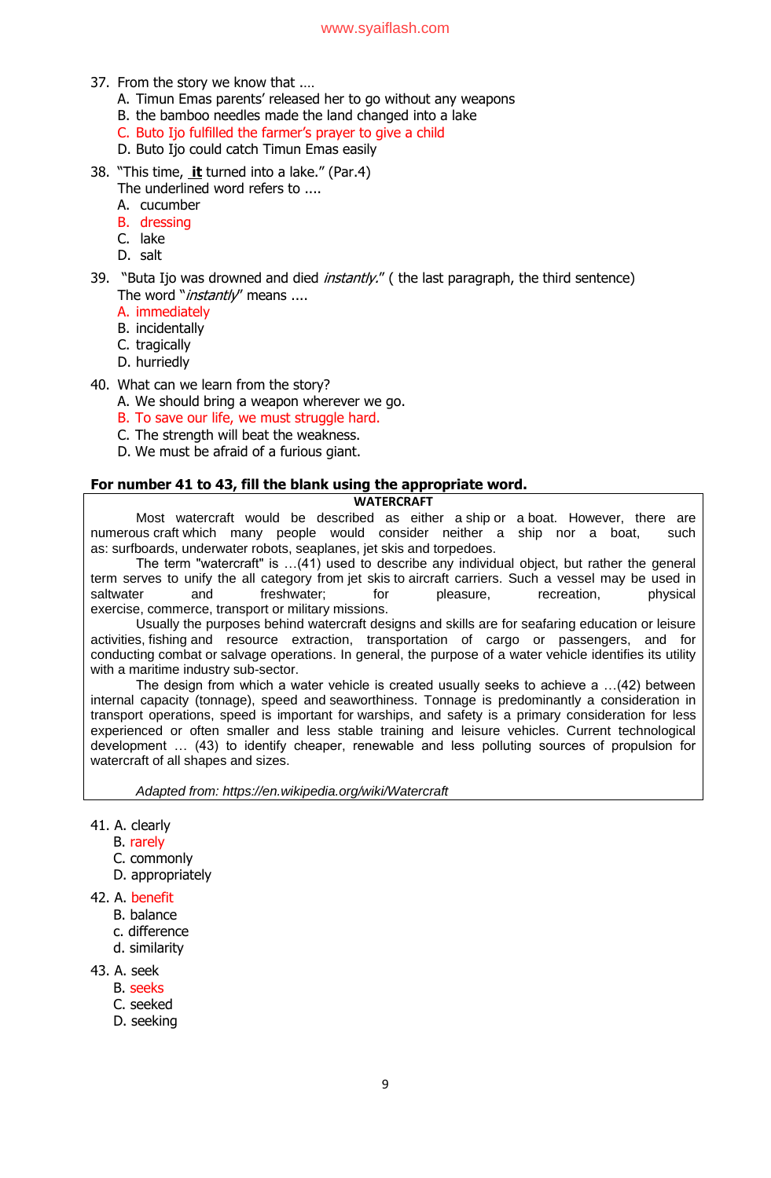37. From the story we know that ....
    A. Timun Emas parents' released her to go without any weapons
    B. the bamboo needles made the land changed into a lake
    C. Buto Ijo fulfilled the farmer's prayer to give a child
    D. Buto Ijo could catch Timun Emas easily

38. "This time, **it** turned into a lake." (Par.4)
    The underlined word refers to ....
    A. cucumber
    B. dressing
    C. lake
    D. salt

39. "Buta Ijo was drowned and died *instantly.*" ( the last paragraph, the third sentence)
    The word "*instantly*" means ....
    A. immediately
    B. incidentally
    C. tragically
    D. hurriedly

40. What can we learn from the story?
    A. We should bring a weapon wherever we go.
    B. To save our life, we must struggle hard.
    C. The strength will beat the weakness.
    D. We must be afraid of a furious giant.

**For number 41 to 43, fill the blank using the appropriate word.**

**WATERCRAFT**

Most watercraft would be described as either a ship or a boat. However, there are numerous craft which many people would consider neither a ship nor a boat, such as: surfboards, underwater robots, seaplanes, jet skis and torpedoes.

The term "watercraft" is …(41) used to describe any individual object, but rather the general term serves to unify the all category from jet skis to aircraft carriers. Such a vessel may be used in saltwater and freshwater; for pleasure, recreation, physical exercise, commerce, transport or military missions.

Usually the purposes behind watercraft designs and skills are for seafaring education or leisure activities, fishing and resource extraction, transportation of cargo or passengers, and for conducting combat or salvage operations. In general, the purpose of a water vehicle identifies its utility with a maritime industry sub-sector.

The design from which a water vehicle is created usually seeks to achieve a …(42) between internal capacity (tonnage), speed and seaworthiness. Tonnage is predominantly a consideration in transport operations, speed is important for warships, and safety is a primary consideration for less experienced or often smaller and less stable training and leisure vehicles. Current technological development … (43) to identify cheaper, renewable and less polluting sources of propulsion for watercraft of all shapes and sizes.

*Adapted from: https://en.wikipedia.org/wiki/Watercraft*

41. A. clearly
    B. rarely
    C. commonly
    D. appropriately

42. A. benefit
    B. balance
    c. difference
    d. similarity

43. A. seek
    B. seeks
    C. seeked
    D. seeking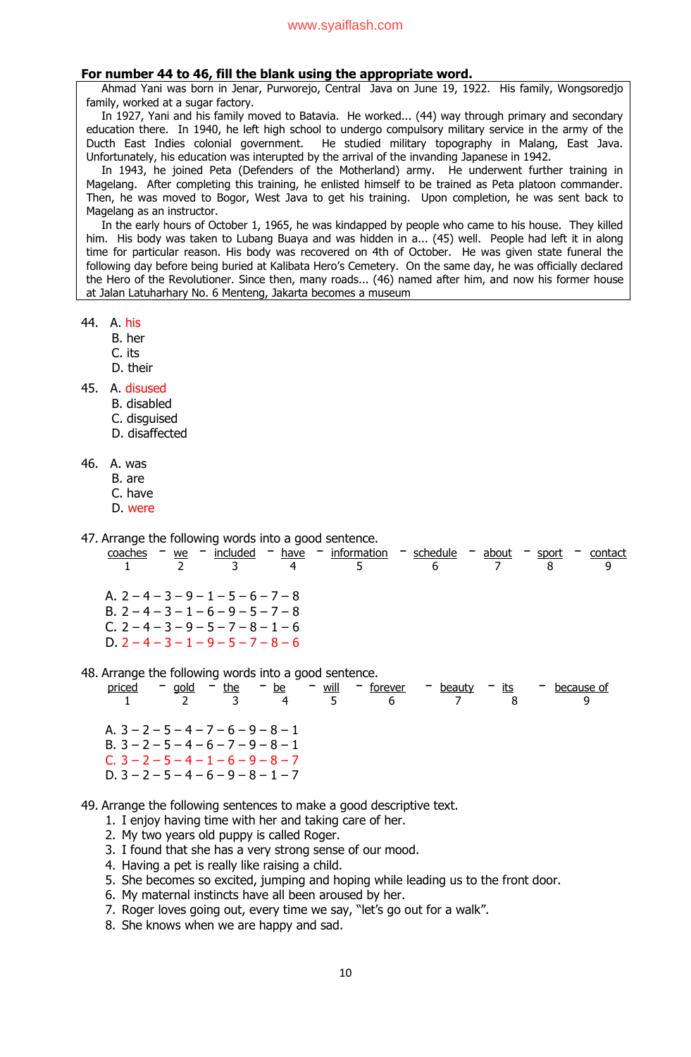**For number 44 to 46, fill the blank using the appropriate word.**

Ahmad Yani was born in Jenar, Purworejo, Central Java on June 19, 1922. His family, Wongsoredjo family, worked at a sugar factory.

In 1927, Yani and his family moved to Batavia. He worked... (44) way through primary and secondary education there. In 1940, he left high school to undergo compulsory military service in the army of the Ducth East Indies colonial government. He studied military topography in Malang, East Java. Unfortunately, his education was interupted by the arrival of the invanding Japanese in 1942.

In 1943, he joined Peta (Defenders of the Motherland) army. He underwent further training in Magelang. After completing this training, he enlisted himself to be trained as Peta platoon commander. Then, he was moved to Bogor, West Java to get his training. Upon completion, he was sent back to Magelang as an instructor.

In the early hours of October 1, 1965, he was kindapped by people who came to his house. They killed him. His body was taken to Lubang Buaya and was hidden in a... (45) well. People had left it in along time for particular reason. His body was recovered on 4th of October. He was given state funeral the following day before being buried at Kalibata Hero's Cemetery. On the same day, he was officially declared the Hero of the Revolutioner. Since then, many roads... (46) named after him, and now his former house at Jalan Latuharhary No. 6 Menteng, Jakarta becomes a museum

44. A. his
    B. her
    C. its
    D. their

45. A. disused
    B. disabled
    C. disguised
    D. disaffected

46. A. was
    B. are
    C. have
    D. were

47. Arrange the following words into a good sentence.

| coaches | – | we | – | included | – | have | – | information | – | schedule | – | about | – | sport | – | contact |
|---|---|---|---|---|---|---|---|---|---|---|---|---|---|---|---|---|
| 1 | | 2 | | 3 | | 4 | | 5 | | 6 | | 7 | | 8 | | 9 |

A. 2 – 4 – 3 – 9 – 1 – 5 – 6 – 7 – 8
B. 2 – 4 – 3 – 1 – 6 – 9 – 5 – 7 – 8
C. 2 – 4 – 3 – 9 – 5 – 7 – 8 – 1 – 6
D. 2 – 4 – 3 – 1 – 9 – 5 – 7 – 8 – 6

48. Arrange the following words into a good sentence.

| priced | – | gold | – | the | – | be | – | will | – | forever | – | beauty | – | its | – | because of |
|---|---|---|---|---|---|---|---|---|---|---|---|---|---|---|---|---|
| 1 | | 2 | | 3 | | 4 | | 5 | | 6 | | 7 | | 8 | | 9 |

A. 3 – 2 – 5 – 4 – 7 – 6 – 9 – 8 – 1
B. 3 – 2 – 5 – 4 – 6 – 7 – 9 – 8 – 1
C. 3 – 2 – 5 – 4 – 1 – 6 – 9 – 8 – 7
D. 3 – 2 – 5 – 4 – 6 – 9 – 8 – 1 – 7

49. Arrange the following sentences to make a good descriptive text.
    1. I enjoy having time with her and taking care of her.
    2. My two years old puppy is called Roger.
    3. I found that she has a very strong sense of our mood.
    4. Having a pet is really like raising a child.
    5. She becomes so excited, jumping and hoping while leading us to the front door.
    6. My maternal instincts have all been aroused by her.
    7. Roger loves going out, every time we say, "let's go out for a walk".
    8. She knows when we are happy and sad.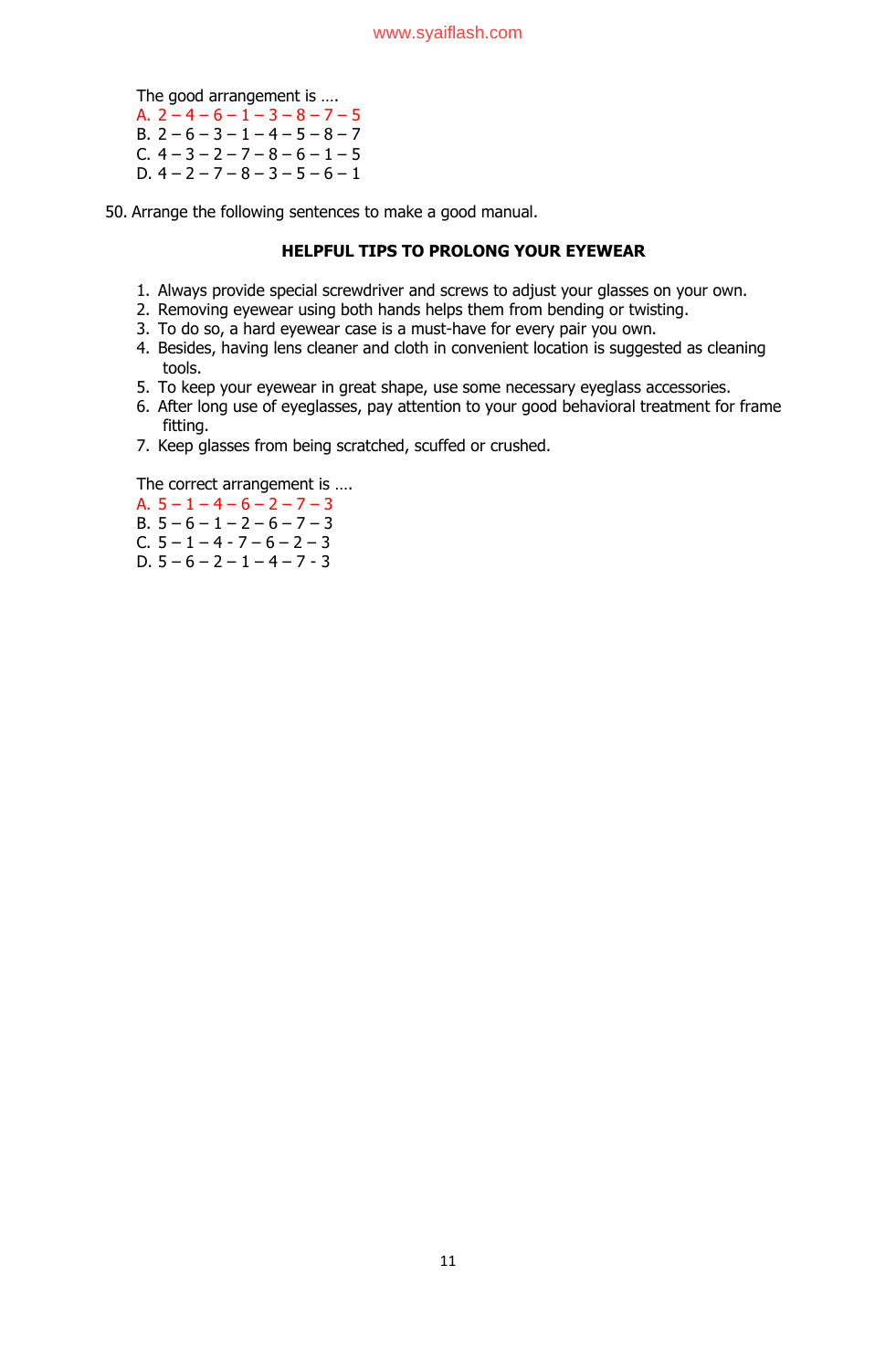The good arrangement is ….

A. 2 – 4 – 6 – 1 – 3 – 8 – 7 – 5
B. 2 – 6 – 3 – 1 – 4 – 5 – 8 – 7
C. 4 – 3 – 2 – 7 – 8 – 6 – 1 – 5
D. 4 – 2 – 7 – 8 – 3 – 5 – 6 – 1

50. Arrange the following sentences to make a good manual.

**HELPFUL TIPS TO PROLONG YOUR EYEWEAR**

1. Always provide special screwdriver and screws to adjust your glasses on your own.
2. Removing eyewear using both hands helps them from bending or twisting.
3. To do so, a hard eyewear case is a must-have for every pair you own.
4. Besides, having lens cleaner and cloth in convenient location is suggested as cleaning tools.
5. To keep your eyewear in great shape, use some necessary eyeglass accessories.
6. After long use of eyeglasses, pay attention to your good behavioral treatment for frame fitting.
7. Keep glasses from being scratched, scuffed or crushed.

The correct arrangement is ….

A. 5 – 1 – 4 – 6 – 2 – 7 – 3
B. 5 – 6 – 1 – 2 – 6 – 7 – 3
C. 5 – 1 – 4 - 7 – 6 – 2 – 3
D. 5 – 6 – 2 – 1 – 4 – 7 - 3